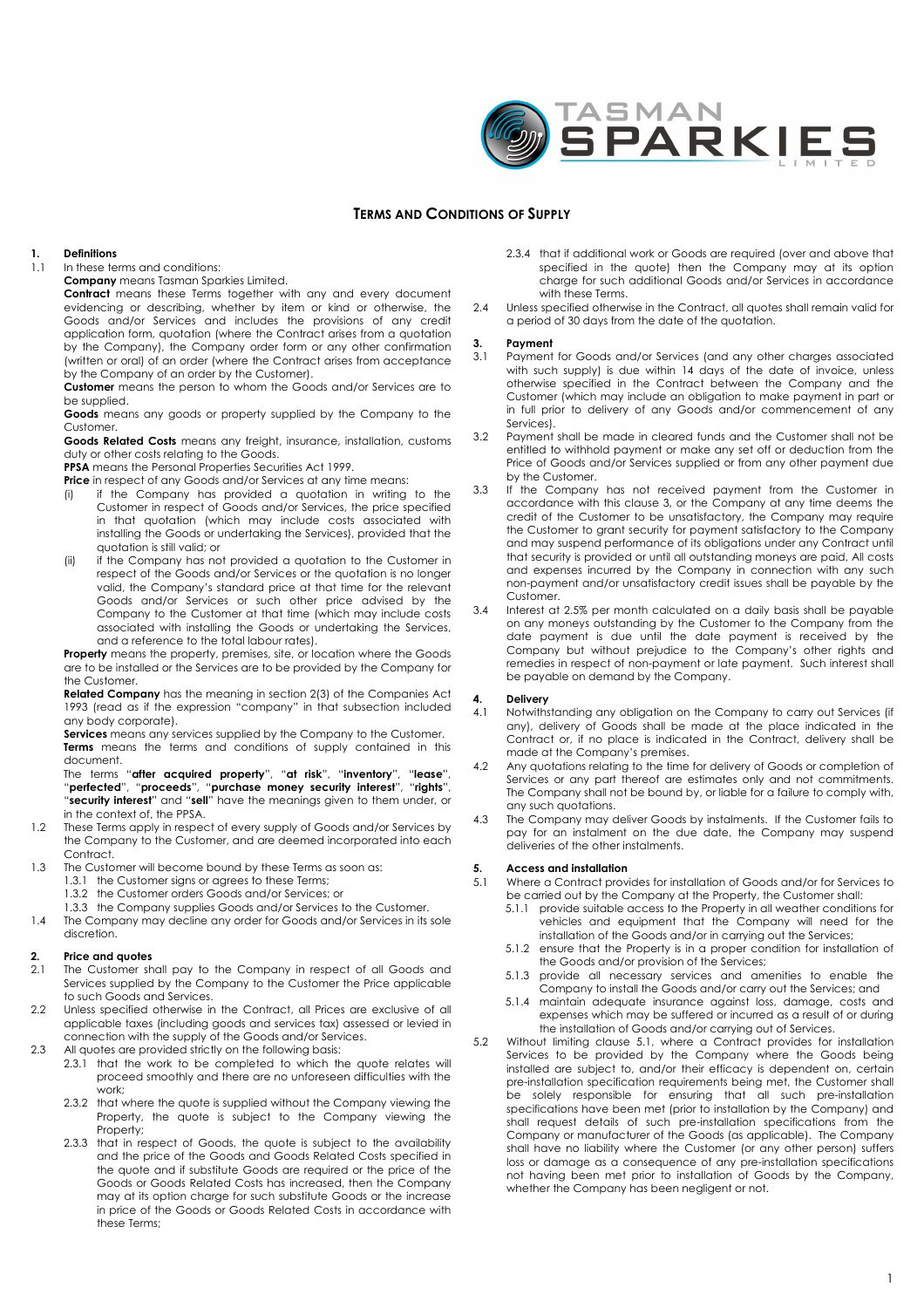TASMAN SPARKIES LIMITED

# TERMS AND CONDITIONS OF SUPPLY

**1. Definitions**

1.1 In these terms and conditions:

**Company** means Tasman Sparkies Limited.

**Contract** means these Terms together with any and every document evidencing or describing, whether by item or kind or otherwise, the Goods and/or Services and includes the provisions of any credit application form, quotation (where the Contract arises from a quotation by the Company), the Company order form or any other confirmation (written or oral) of an order (where the Contract arises from acceptance by the Company of an order by the Customer).

**Customer** means the person to whom the Goods and/or Services are to be supplied.

**Goods** means any goods or property supplied by the Company to the Customer.

**Goods Related Costs** means any freight, insurance, installation, customs duty or other costs relating to the Goods.

**PPSA** means the Personal Properties Securities Act 1999.

**Price** in respect of any Goods and/or Services at any time means:

(i) if the Company has provided a quotation in writing to the Customer in respect of Goods and/or Services, the price specified in that quotation (which may include costs associated with installing the Goods or undertaking the Services), provided that the quotation is still valid; or

(ii) if the Company has not provided a quotation to the Customer in respect of the Goods and/or Services or the quotation is no longer valid, the Company's standard price at that time for the relevant Goods and/or Services or such other price advised by the Company to the Customer at that time (which may include costs associated with installing the Goods or undertaking the Services, and a reference to the total labour rates).

**Property** means the property, premises, site, or location where the Goods are to be installed or the Services are to be provided by the Company for the Customer.

**Related Company** has the meaning in section 2(3) of the Companies Act 1993 (read as if the expression "company" in that subsection included any body corporate).

**Services** means any services supplied by the Company to the Customer.

**Terms** means the terms and conditions of supply contained in this document.

The terms "**after acquired property**", "**at risk**", "**inventory**", "**lease**", "**perfected**", "**proceeds**", "**purchase money security interest**", "**rights**", "**security interest**" and "**sell**" have the meanings given to them under, or in the context of, the PPSA.

1.2 These Terms apply in respect of every supply of Goods and/or Services by the Company to the Customer, and are deemed incorporated into each Contract.

1.3 The Customer will become bound by these Terms as soon as:

1.3.1 the Customer signs or agrees to these Terms;

1.3.2 the Customer orders Goods and/or Services; or

1.3.3 the Company supplies Goods and/or Services to the Customer.

1.4 The Company may decline any order for Goods and/or Services in its sole discretion.

**2. Price and quotes**

2.1 The Customer shall pay to the Company in respect of all Goods and Services supplied by the Company to the Customer the Price applicable to such Goods and Services.

2.2 Unless specified otherwise in the Contract, all Prices are exclusive of all applicable taxes (including goods and services tax) assessed or levied in connection with the supply of the Goods and/or Services.

2.3 All quotes are provided strictly on the following basis:

2.3.1 that the work to be completed to which the quote relates will proceed smoothly and there are no unforeseen difficulties with the work;

2.3.2 that where the quote is supplied without the Company viewing the Property, the quote is subject to the Company viewing the Property;

2.3.3 that in respect of Goods, the quote is subject to the availability and the price of the Goods and Goods Related Costs specified in the quote and if substitute Goods are required or the price of the Goods or Goods Related Costs has increased, then the Company may at its option charge for such substitute Goods or the increase in price of the Goods or Goods Related Costs in accordance with these Terms;

2.3.4 that if additional work or Goods are required (over and above that specified in the quote) then the Company may at its option charge for such additional Goods and/or Services in accordance with these Terms.

2.4 Unless specified otherwise in the Contract, all quotes shall remain valid for a period of 30 days from the date of the quotation.

**3. Payment**

3.1 Payment for Goods and/or Services (and any other charges associated with such supply) is due within 14 days of the date of invoice, unless otherwise specified in the Contract between the Company and the Customer (which may include an obligation to make payment in part or in full prior to delivery of any Goods and/or commencement of any Services).

3.2 Payment shall be made in cleared funds and the Customer shall not be entitled to withhold payment or make any set off or deduction from the Price of Goods and/or Services supplied or from any other payment due by the Customer.

3.3 If the Company has not received payment from the Customer in accordance with this clause 3, or the Company at any time deems the credit of the Customer to be unsatisfactory, the Company may require the Customer to grant security for payment satisfactory to the Company and may suspend performance of its obligations under any Contract until that security is provided or until all outstanding moneys are paid. All costs and expenses incurred by the Company in connection with any such non-payment and/or unsatisfactory credit issues shall be payable by the Customer.

3.4 Interest at 2.5% per month calculated on a daily basis shall be payable on any moneys outstanding by the Customer to the Company from the date payment is due until the date payment is received by the Company but without prejudice to the Company's other rights and remedies in respect of non-payment or late payment. Such interest shall be payable on demand by the Company.

**4. Delivery**

4.1 Notwithstanding any obligation on the Company to carry out Services (if any), delivery of Goods shall be made at the place indicated in the Contract or, if no place is indicated in the Contract, delivery shall be made at the Company's premises.

4.2 Any quotations relating to the time for delivery of Goods or completion of Services or any part thereof are estimates only and not commitments. The Company shall not be bound by, or liable for a failure to comply with, any such quotations.

4.3 The Company may deliver Goods by instalments. If the Customer fails to pay for an instalment on the due date, the Company may suspend deliveries of the other instalments.

**5. Access and installation**

5.1 Where a Contract provides for installation of Goods and/or for Services to be carried out by the Company at the Property, the Customer shall:

5.1.1 provide suitable access to the Property in all weather conditions for vehicles and equipment that the Company will need for the installation of the Goods and/or in carrying out the Services;

5.1.2 ensure that the Property is in a proper condition for installation of the Goods and/or provision of the Services;

5.1.3 provide all necessary services and amenities to enable the Company to install the Goods and/or carry out the Services; and

5.1.4 maintain adequate insurance against loss, damage, costs and expenses which may be suffered or incurred as a result of or during the installation of Goods and/or carrying out of Services.

5.2 Without limiting clause 5.1, where a Contract provides for installation Services to be provided by the Company where the Goods being installed are subject to, and/or their efficacy is dependent on, certain pre-installation specification requirements being met, the Customer shall be solely responsible for ensuring that all such pre-installation specifications have been met (prior to installation by the Company) and shall request details of such pre-installation specifications from the Company or manufacturer of the Goods (as applicable). The Company shall have no liability where the Customer (or any other person) suffers loss or damage as a consequence of any pre-installation specifications not having been met prior to installation of Goods by the Company, whether the Company has been negligent or not.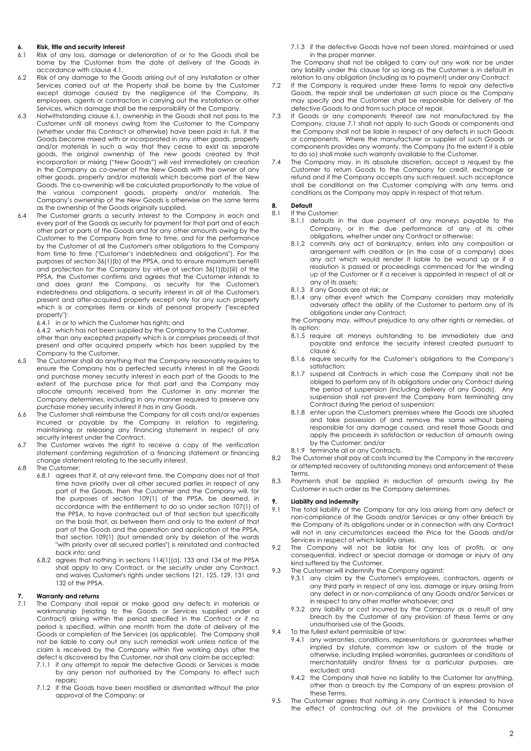**6. Risk, title and security interest**

6.1 Risk of any loss, damage or deterioration of or to the Goods shall be borne by the Customer from the date of delivery of the Goods in accordance with clause 4.1.

6.2 Risk of any damage to the Goods arising out of any installation or other Services carried out at the Property shall be borne by the Customer except damage caused by the negligence of the Company, its employees, agents or contractors in carrying out the installation or other Services, which damage shall be the responsibility of the Company.

6.3 Notwithstanding clause 6.1, ownership in the Goods shall not pass to the Customer until all moneys owing from the Customer to the Company (whether under this Contract or otherwise) have been paid in full. If the Goods become mixed with or incorporated in any other goods, property and/or materials in such a way that they cease to exist as separate goods, the original ownership of the new goods created by that incorporation or mixing ("New Goods") will vest immediately on creation in the Company as co-owner of the New Goods with the owner of any other goods, property and/or materials which become part of the New Goods. The co-ownership will be calculated proportionally to the value of the various component goods, property and/or materials. The Company's ownership of the New Goods is otherwise on the same terms as the ownership of the Goods originally supplied.

6.4 The Customer grants a security interest to the Company in each and every part of the Goods as security for payment for that part and of each other part or parts of the Goods and for any other amounts owing by the Customer to the Company from time to time, and for the performance by the Customer of all the Customer's other obligations to the Company from time to time ("Customer's indebtedness and obligations"). For the purposes of section 36(1)(b) of the PPSA, and to ensure maximum benefit and protection for the Company by virtue of section 36(1)(b)(iii) of the PPSA, the Customer confirms and agrees that the Customer intends to and does grant the Company, as security for the Customer's indebtedness and obligations, a security interest in all of the Customer's present and after-acquired property except only for any such property which is or comprises items or kinds of personal property ("excepted property"):

6.4.1 in or to which the Customer has rights; and

6.4.2 which has not been supplied by the Company to the Customer,

other than any excepted property which is or comprises proceeds of that present and after acquired property which has been supplied by the Company to the Customer.

6.5 The Customer shall do anything that the Company reasonably requires to ensure the Company has a perfected security interest in all the Goods and purchase money security interest in each part of the Goods to the extent of the purchase price for that part and the Company may allocate amounts received from the Customer in any manner the Company determines, including in any manner required to preserve any purchase money security interest it has in any Goods.

6.6 The Customer shall reimburse the Company for all costs and/or expenses incurred or payable by the Company in relation to registering, maintaining or releasing any financing statement in respect of any security interest under the Contract.

6.7 The Customer waives the right to receive a copy of the verification statement confirming registration of a financing statement or financing change statement relating to the security interest.

6.8 The Customer:

6.8.1 agrees that if, at any relevant time, the Company does not at that time have priority over all other secured parties in respect of any part of the Goods, then the Customer and the Company will, for the purposes of section 109(1) of the PPSA, be deemed, in accordance with the entitlement to do so under section 107(1) of the PPSA, to have contracted out of that section but specifically on the basis that, as between them and only to the extent of that part of the Goods and the operation and application of the PPSA, that section 109(1) (but amended only by deletion of the words "with priority over all secured parties") is reinstated and contracted back into; and

6.8.2 agrees that nothing in sections 114(1)(a), 133 and 134 of the PPSA shall apply to any Contract, or the security under any Contract, and waives Customer's rights under sections 121, 125, 129, 131 and 132 of the PPSA.

**7. Warranty and returns**

7.1 The Company shall repair or make good any defects in materials or workmanship (relating to the Goods or Services supplied under a Contract) arising within the period specified in the Contract or if no period is specified, within one month from the date of delivery of the Goods or completion of the Services (as applicable). The Company shall not be liable to carry out any such remedial work unless notice of the claim is received by the Company within five working days after the defect is discovered by the Customer, nor shall any claim be accepted:

7.1.1 if any attempt to repair the defective Goods or Services is made by any person not authorised by the Company to effect such repairs;

7.1.2 if the Goods have been modified or dismantled without the prior approval of the Company; or

7.1.3 if the defective Goods have not been stored, maintained or used in the proper manner.

The Company shall not be obliged to carry out any work nor be under any liability under this clause for so long as the Customer is in default in relation to any obligation (including as to payment) under any Contract.

7.2 If the Company is required under these Terms to repair any defective Goods, the repair shall be undertaken at such place as the Company may specify and the Customer shall be responsible for delivery of the defective Goods to and from such place of repair.

7.3 If Goods or any components thereof are not manufactured by the Company, clause 7.1 shall not apply to such Goods or components and the Company shall not be liable in respect of any defects in such Goods or components. Where the manufacturer or supplier of such Goods or components provides any warranty, the Company (to the extent it is able to do so) shall make such warranty available to the Customer.

7.4 The Company may, in its absolute discretion, accept a request by the Customer to return Goods to the Company for credit, exchange or refund and if the Company accepts any such request, such acceptance shall be conditional on the Customer complying with any terms and conditions as the Company may apply in respect of that return.

**8. Default**

8.1 If the Customer:

8.1.1 defaults in the due payment of any moneys payable to the Company, or in the due performance of any of its other obligations, whether under any Contract or otherwise;

8.1.2 commits any act of bankruptcy, enters into any composition or arrangement with creditors or (in the case of a company) does any act which would render it liable to be wound up or if a resolution is passed or proceedings commenced for the winding up of the Customer or if a receiver is appointed in respect of all or any of its assets;

8.1.3 if any Goods are at risk; or

8.1.4 any other event which the Company considers may materially adversely affect the ability of the Customer to perform any of its obligations under any Contract,

the Company may, without prejudice to any other rights or remedies, at its option:

8.1.5 require all moneys outstanding to be immediately due and payable and enforce the security interest created pursuant to clause 6;

8.1.6 require security for the Customer's obligations to the Company's satisfaction;

8.1.7 suspend all Contracts in which case the Company shall not be obliged to perform any of its obligations under any Contract during the period of suspension (including delivery of any Goods). Any suspension shall not prevent the Company from terminating any Contract during the period of suspension;

8.1.8 enter upon the Customer's premises where the Goods are situated and take possession of and remove the same without being responsible for any damage caused, and resell those Goods and apply the proceeds in satisfaction or reduction of amounts owing by the Customer; and/or

8.1.9 terminate all or any Contracts.

8.2 The Customer shall pay all costs incurred by the Company in the recovery or attempted recovery of outstanding moneys and enforcement of these Terms.

8.3 Payments shall be applied in reduction of amounts owing by the Customer in such order as the Company determines.

**9. Liability and indemnity**

9.1 The total liability of the Company for any loss arising from any defect or non-compliance of the Goods and/or Services or any other breach by the Company of its obligations under or in connection with any Contract will not in any circumstances exceed the Price for the Goods and/or Services in respect of which liability arises.

9.2 The Company will not be liable for any loss of profits, or any consequential, indirect or special damage or damage or injury of any kind suffered by the Customer.

9.3 The Customer will indemnify the Company against:

9.3.1 any claim by the Customer's employees, contractors, agents or any third party in respect of any loss, damage or injury arising from any defect in or non-compliance of any Goods and/or Services or in respect to any other matter whatsoever; and

9.3.2 any liability or cost incurred by the Company as a result of any breach by the Customer of any provision of these Terms or any unauthorised use of the Goods.

9.4 To the fullest extent permissible at law:

9.4.1 any warranties, conditions, representations or guarantees whether implied by statute, common law or custom of the trade or otherwise, including implied warranties, guarantees or conditions of merchantability and/or fitness for a particular purposes, are excluded; and

9.4.2 the Company shall have no liability to the Customer for anything, other than a breach by the Company of an express provision of these Terms.

9.5 The Customer agrees that nothing in any Contract is intended to have the effect of contracting out of the provisions of the Consumer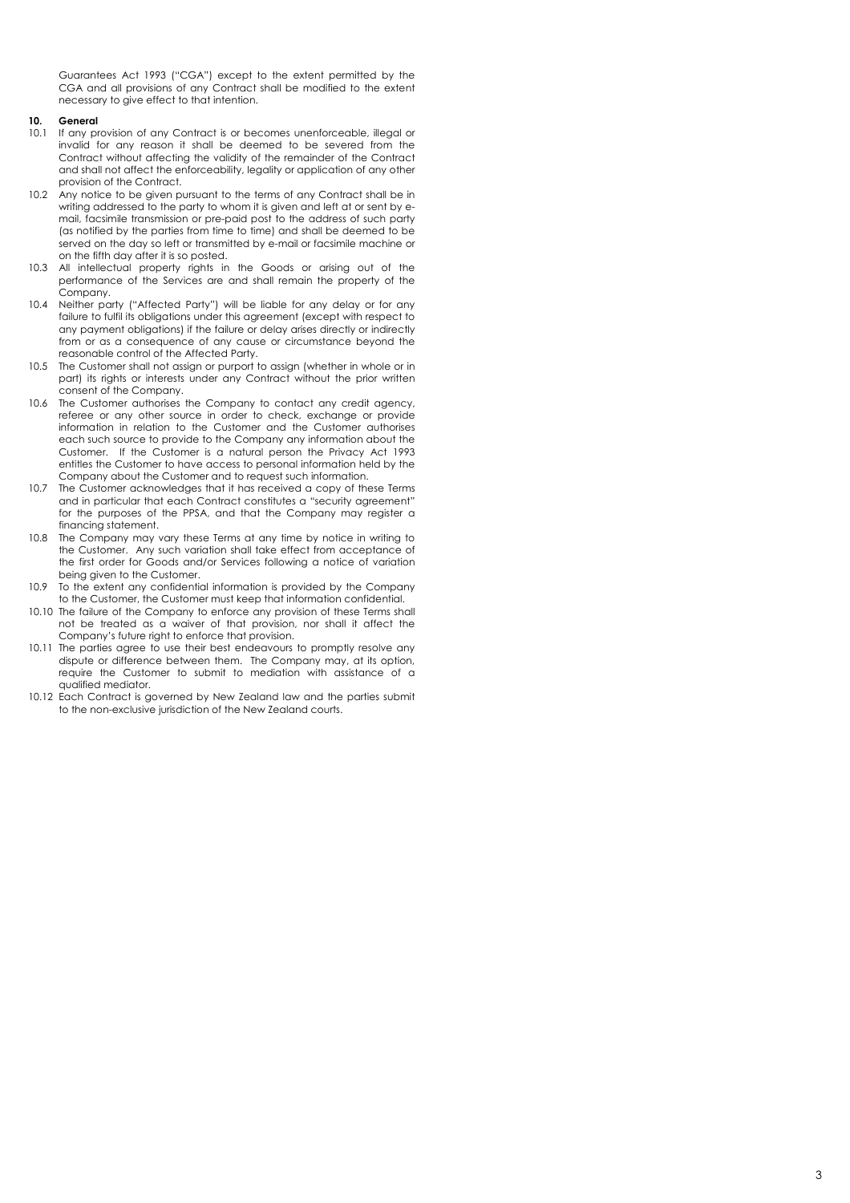Guarantees Act 1993 ("CGA") except to the extent permitted by the CGA and all provisions of any Contract shall be modified to the extent necessary to give effect to that intention.

**10. General**

10.1 If any provision of any Contract is or becomes unenforceable, illegal or invalid for any reason it shall be deemed to be severed from the Contract without affecting the validity of the remainder of the Contract and shall not affect the enforceability, legality or application of any other provision of the Contract.

10.2 Any notice to be given pursuant to the terms of any Contract shall be in writing addressed to the party to whom it is given and left at or sent by e-mail, facsimile transmission or pre-paid post to the address of such party (as notified by the parties from time to time) and shall be deemed to be served on the day so left or transmitted by e-mail or facsimile machine or on the fifth day after it is so posted.

10.3 All intellectual property rights in the Goods or arising out of the performance of the Services are and shall remain the property of the Company.

10.4 Neither party ("Affected Party") will be liable for any delay or for any failure to fulfil its obligations under this agreement (except with respect to any payment obligations) if the failure or delay arises directly or indirectly from or as a consequence of any cause or circumstance beyond the reasonable control of the Affected Party.

10.5 The Customer shall not assign or purport to assign (whether in whole or in part) its rights or interests under any Contract without the prior written consent of the Company.

10.6 The Customer authorises the Company to contact any credit agency, referee or any other source in order to check, exchange or provide information in relation to the Customer and the Customer authorises each such source to provide to the Company any information about the Customer. If the Customer is a natural person the Privacy Act 1993 entitles the Customer to have access to personal information held by the Company about the Customer and to request such information.

10.7 The Customer acknowledges that it has received a copy of these Terms and in particular that each Contract constitutes a "security agreement" for the purposes of the PPSA, and that the Company may register a financing statement.

10.8 The Company may vary these Terms at any time by notice in writing to the Customer. Any such variation shall take effect from acceptance of the first order for Goods and/or Services following a notice of variation being given to the Customer.

10.9 To the extent any confidential information is provided by the Company to the Customer, the Customer must keep that information confidential.

10.10 The failure of the Company to enforce any provision of these Terms shall not be treated as a waiver of that provision, nor shall it affect the Company's future right to enforce that provision.

10.11 The parties agree to use their best endeavours to promptly resolve any dispute or difference between them. The Company may, at its option, require the Customer to submit to mediation with assistance of a qualified mediator.

10.12 Each Contract is governed by New Zealand law and the parties submit to the non-exclusive jurisdiction of the New Zealand courts.